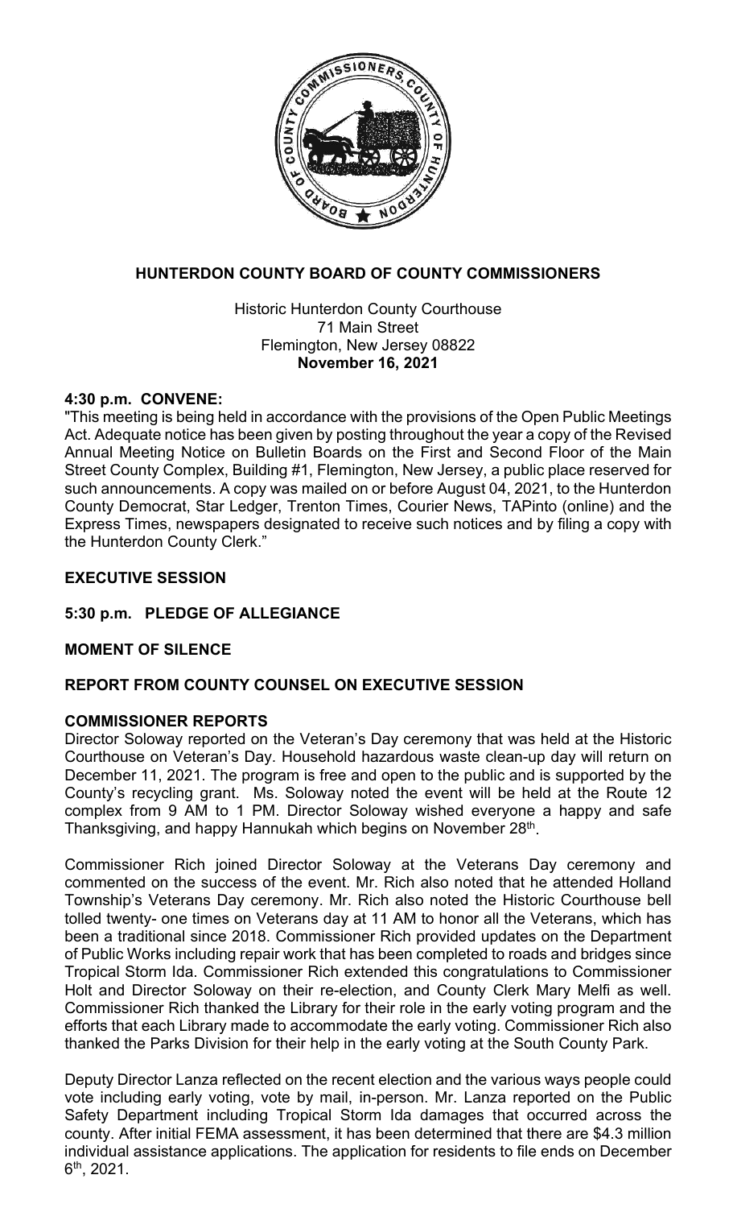# HUNTERDON COUNTY BOARD OF COUNTY COMMISSIONERS

Historic Hunterdon County Courthouse
71 Main Street
Flemington, New Jersey 08822
**November 16, 2021**

## 4:30 p.m. CONVENE:

"This meeting is being held in accordance with the provisions of the Open Public Meetings Act. Adequate notice has been given by posting throughout the year a copy of the Revised Annual Meeting Notice on Bulletin Boards on the First and Second Floor of the Main Street County Complex, Building #1, Flemington, New Jersey, a public place reserved for such announcements. A copy was mailed on or before August 04, 2021, to the Hunterdon County Democrat, Star Ledger, Trenton Times, Courier News, TAPinto (online) and the Express Times, newspapers designated to receive such notices and by filing a copy with the Hunterdon County Clerk."

## EXECUTIVE SESSION

## 5:30 p.m. PLEDGE OF ALLEGIANCE

## MOMENT OF SILENCE

## REPORT FROM COUNTY COUNSEL ON EXECUTIVE SESSION

## COMMISSIONER REPORTS

Director Soloway reported on the Veteran's Day ceremony that was held at the Historic Courthouse on Veteran's Day. Household hazardous waste clean-up day will return on December 11, 2021. The program is free and open to the public and is supported by the County's recycling grant. Ms. Soloway noted the event will be held at the Route 12 complex from 9 AM to 1 PM. Director Soloway wished everyone a happy and safe Thanksgiving, and happy Hannukah which begins on November 28th.

Commissioner Rich joined Director Soloway at the Veterans Day ceremony and commented on the success of the event. Mr. Rich also noted that he attended Holland Township's Veterans Day ceremony. Mr. Rich also noted the Historic Courthouse bell tolled twenty- one times on Veterans day at 11 AM to honor all the Veterans, which has been a traditional since 2018. Commissioner Rich provided updates on the Department of Public Works including repair work that has been completed to roads and bridges since Tropical Storm Ida. Commissioner Rich extended this congratulations to Commissioner Holt and Director Soloway on their re-election, and County Clerk Mary Melfi as well. Commissioner Rich thanked the Library for their role in the early voting program and the efforts that each Library made to accommodate the early voting. Commissioner Rich also thanked the Parks Division for their help in the early voting at the South County Park.

Deputy Director Lanza reflected on the recent election and the various ways people could vote including early voting, vote by mail, in-person. Mr. Lanza reported on the Public Safety Department including Tropical Storm Ida damages that occurred across the county. After initial FEMA assessment, it has been determined that there are $4.3 million individual assistance applications. The application for residents to file ends on December 6th, 2021.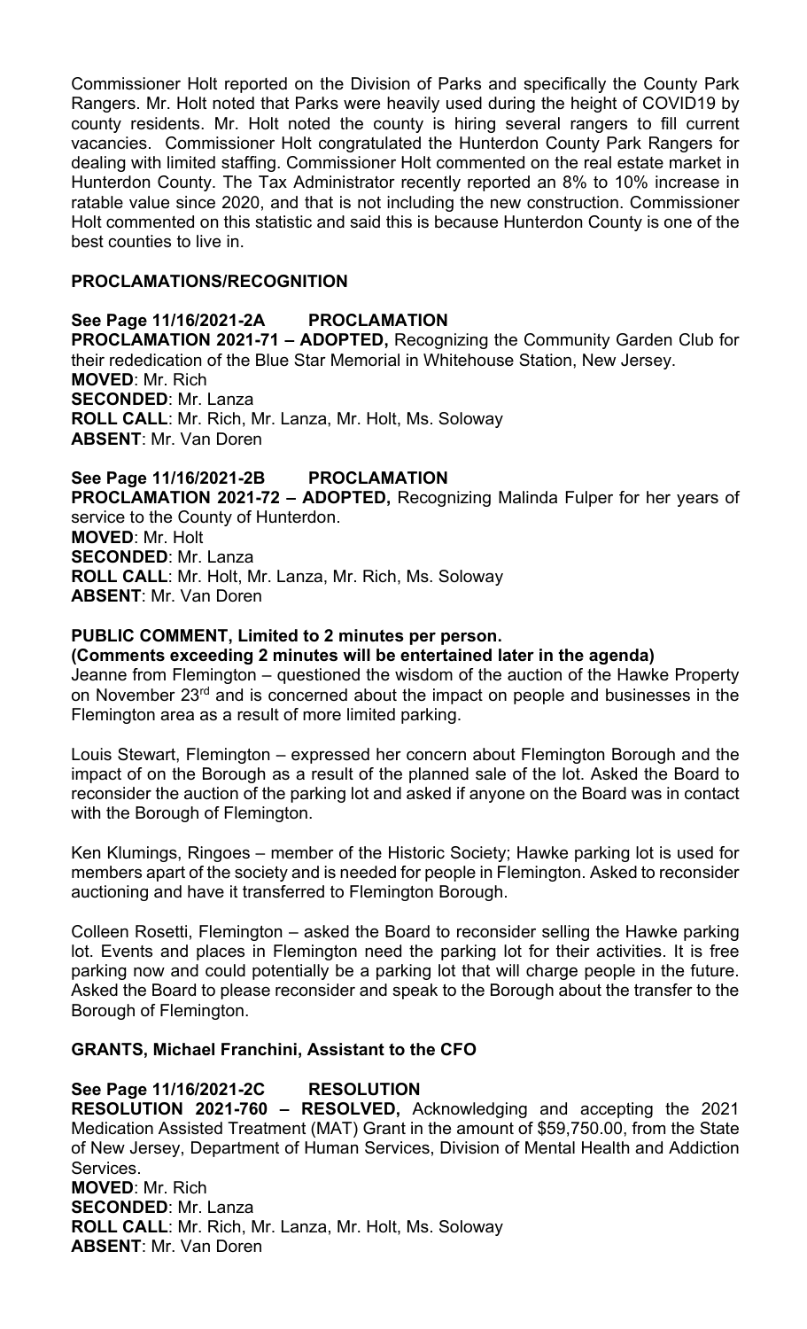Commissioner Holt reported on the Division of Parks and specifically the County Park Rangers. Mr. Holt noted that Parks were heavily used during the height of COVID19 by county residents. Mr. Holt noted the county is hiring several rangers to fill current vacancies. Commissioner Holt congratulated the Hunterdon County Park Rangers for dealing with limited staffing. Commissioner Holt commented on the real estate market in Hunterdon County. The Tax Administrator recently reported an 8% to 10% increase in ratable value since 2020, and that is not including the new construction. Commissioner Holt commented on this statistic and said this is because Hunterdon County is one of the best counties to live in.

**PROCLAMATIONS/RECOGNITION**

**See Page 11/16/2021-2A PROCLAMATION**
**PROCLAMATION 2021-71 – ADOPTED,** Recognizing the Community Garden Club for their rededication of the Blue Star Memorial in Whitehouse Station, New Jersey.
**MOVED**: Mr. Rich
**SECONDED**: Mr. Lanza
**ROLL CALL**: Mr. Rich, Mr. Lanza, Mr. Holt, Ms. Soloway
**ABSENT**: Mr. Van Doren

**See Page 11/16/2021-2B PROCLAMATION**
**PROCLAMATION 2021-72 – ADOPTED,** Recognizing Malinda Fulper for her years of service to the County of Hunterdon.
**MOVED**: Mr. Holt
**SECONDED**: Mr. Lanza
**ROLL CALL**: Mr. Holt, Mr. Lanza, Mr. Rich, Ms. Soloway
**ABSENT**: Mr. Van Doren

**PUBLIC COMMENT, Limited to 2 minutes per person.**
**(Comments exceeding 2 minutes will be entertained later in the agenda)**
Jeanne from Flemington – questioned the wisdom of the auction of the Hawke Property on November 23rd and is concerned about the impact on people and businesses in the Flemington area as a result of more limited parking.

Louis Stewart, Flemington – expressed her concern about Flemington Borough and the impact of on the Borough as a result of the planned sale of the lot. Asked the Board to reconsider the auction of the parking lot and asked if anyone on the Board was in contact with the Borough of Flemington.

Ken Klumings, Ringoes – member of the Historic Society; Hawke parking lot is used for members apart of the society and is needed for people in Flemington. Asked to reconsider auctioning and have it transferred to Flemington Borough.

Colleen Rosetti, Flemington – asked the Board to reconsider selling the Hawke parking lot. Events and places in Flemington need the parking lot for their activities. It is free parking now and could potentially be a parking lot that will charge people in the future. Asked the Board to please reconsider and speak to the Borough about the transfer to the Borough of Flemington.

**GRANTS, Michael Franchini, Assistant to the CFO**

**See Page 11/16/2021-2C RESOLUTION**
**RESOLUTION 2021-760 – RESOLVED,** Acknowledging and accepting the 2021 Medication Assisted Treatment (MAT) Grant in the amount of $59,750.00, from the State of New Jersey, Department of Human Services, Division of Mental Health and Addiction Services.
**MOVED**: Mr. Rich
**SECONDED**: Mr. Lanza
**ROLL CALL**: Mr. Rich, Mr. Lanza, Mr. Holt, Ms. Soloway
**ABSENT**: Mr. Van Doren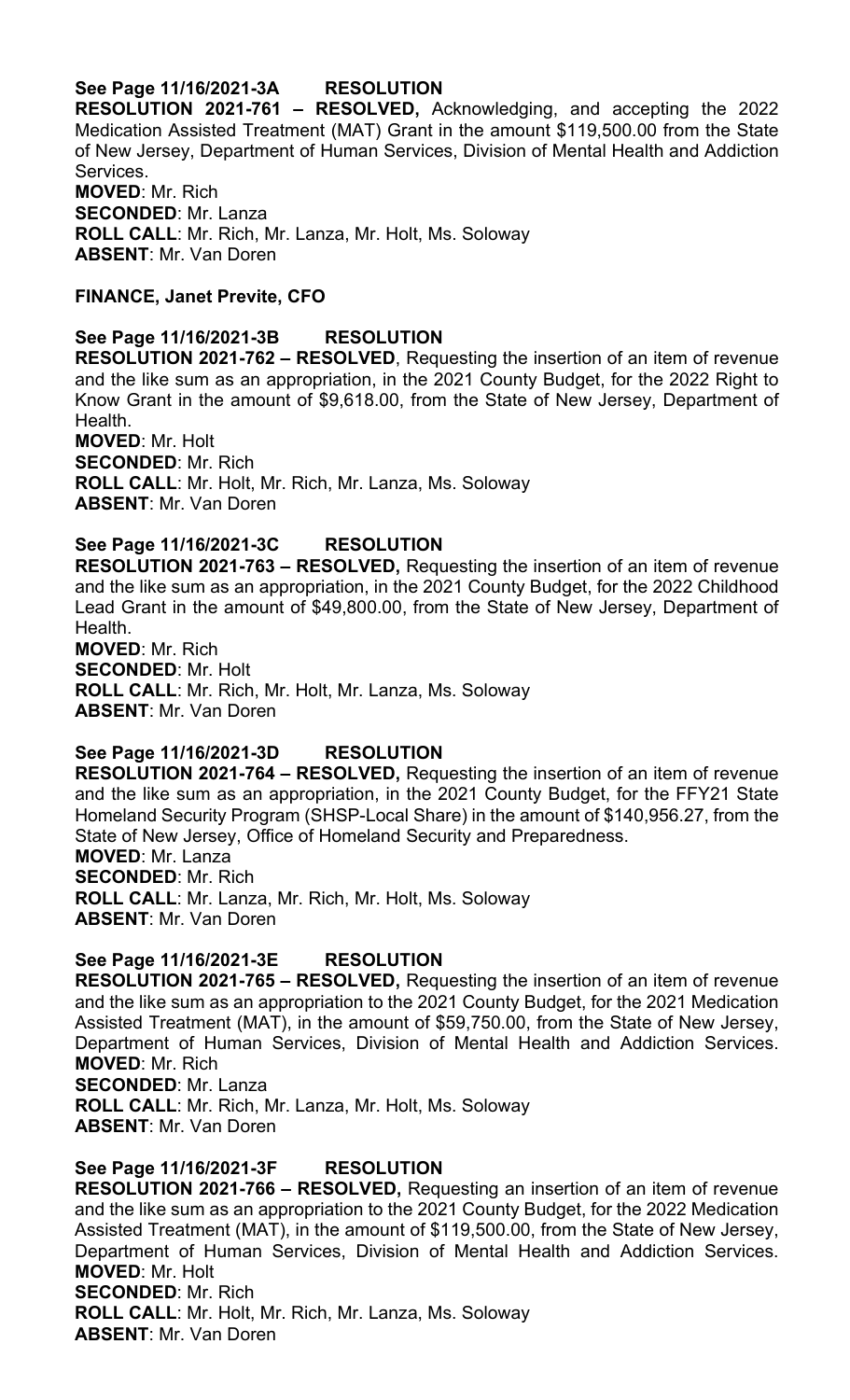**See Page 11/16/2021-3A RESOLUTION**

**RESOLUTION 2021-761 – RESOLVED,** Acknowledging, and accepting the 2022 Medication Assisted Treatment (MAT) Grant in the amount $119,500.00 from the State of New Jersey, Department of Human Services, Division of Mental Health and Addiction Services.

**MOVED**: Mr. Rich
**SECONDED**: Mr. Lanza
**ROLL CALL**: Mr. Rich, Mr. Lanza, Mr. Holt, Ms. Soloway
**ABSENT**: Mr. Van Doren

**FINANCE, Janet Previte, CFO**

**See Page 11/16/2021-3B RESOLUTION**

**RESOLUTION 2021-762 – RESOLVED**, Requesting the insertion of an item of revenue and the like sum as an appropriation, in the 2021 County Budget, for the 2022 Right to Know Grant in the amount of $9,618.00, from the State of New Jersey, Department of Health.

**MOVED**: Mr. Holt
**SECONDED**: Mr. Rich
**ROLL CALL**: Mr. Holt, Mr. Rich, Mr. Lanza, Ms. Soloway
**ABSENT**: Mr. Van Doren

**See Page 11/16/2021-3C RESOLUTION**

**RESOLUTION 2021-763 – RESOLVED,** Requesting the insertion of an item of revenue and the like sum as an appropriation, in the 2021 County Budget, for the 2022 Childhood Lead Grant in the amount of $49,800.00, from the State of New Jersey, Department of Health.

**MOVED**: Mr. Rich
**SECONDED**: Mr. Holt
**ROLL CALL**: Mr. Rich, Mr. Holt, Mr. Lanza, Ms. Soloway
**ABSENT**: Mr. Van Doren

**See Page 11/16/2021-3D RESOLUTION**

**RESOLUTION 2021-764 – RESOLVED,** Requesting the insertion of an item of revenue and the like sum as an appropriation, in the 2021 County Budget, for the FFY21 State Homeland Security Program (SHSP-Local Share) in the amount of $140,956.27, from the State of New Jersey, Office of Homeland Security and Preparedness.

**MOVED**: Mr. Lanza
**SECONDED**: Mr. Rich
**ROLL CALL**: Mr. Lanza, Mr. Rich, Mr. Holt, Ms. Soloway
**ABSENT**: Mr. Van Doren

**See Page 11/16/2021-3E RESOLUTION**

**RESOLUTION 2021-765 – RESOLVED,** Requesting the insertion of an item of revenue and the like sum as an appropriation to the 2021 County Budget, for the 2021 Medication Assisted Treatment (MAT), in the amount of $59,750.00, from the State of New Jersey, Department of Human Services, Division of Mental Health and Addiction Services.

**MOVED**: Mr. Rich
**SECONDED**: Mr. Lanza
**ROLL CALL**: Mr. Rich, Mr. Lanza, Mr. Holt, Ms. Soloway
**ABSENT**: Mr. Van Doren

**See Page 11/16/2021-3F RESOLUTION**

**RESOLUTION 2021-766 – RESOLVED,** Requesting an insertion of an item of revenue and the like sum as an appropriation to the 2021 County Budget, for the 2022 Medication Assisted Treatment (MAT), in the amount of $119,500.00, from the State of New Jersey, Department of Human Services, Division of Mental Health and Addiction Services.

**MOVED**: Mr. Holt
**SECONDED**: Mr. Rich
**ROLL CALL**: Mr. Holt, Mr. Rich, Mr. Lanza, Ms. Soloway
**ABSENT**: Mr. Van Doren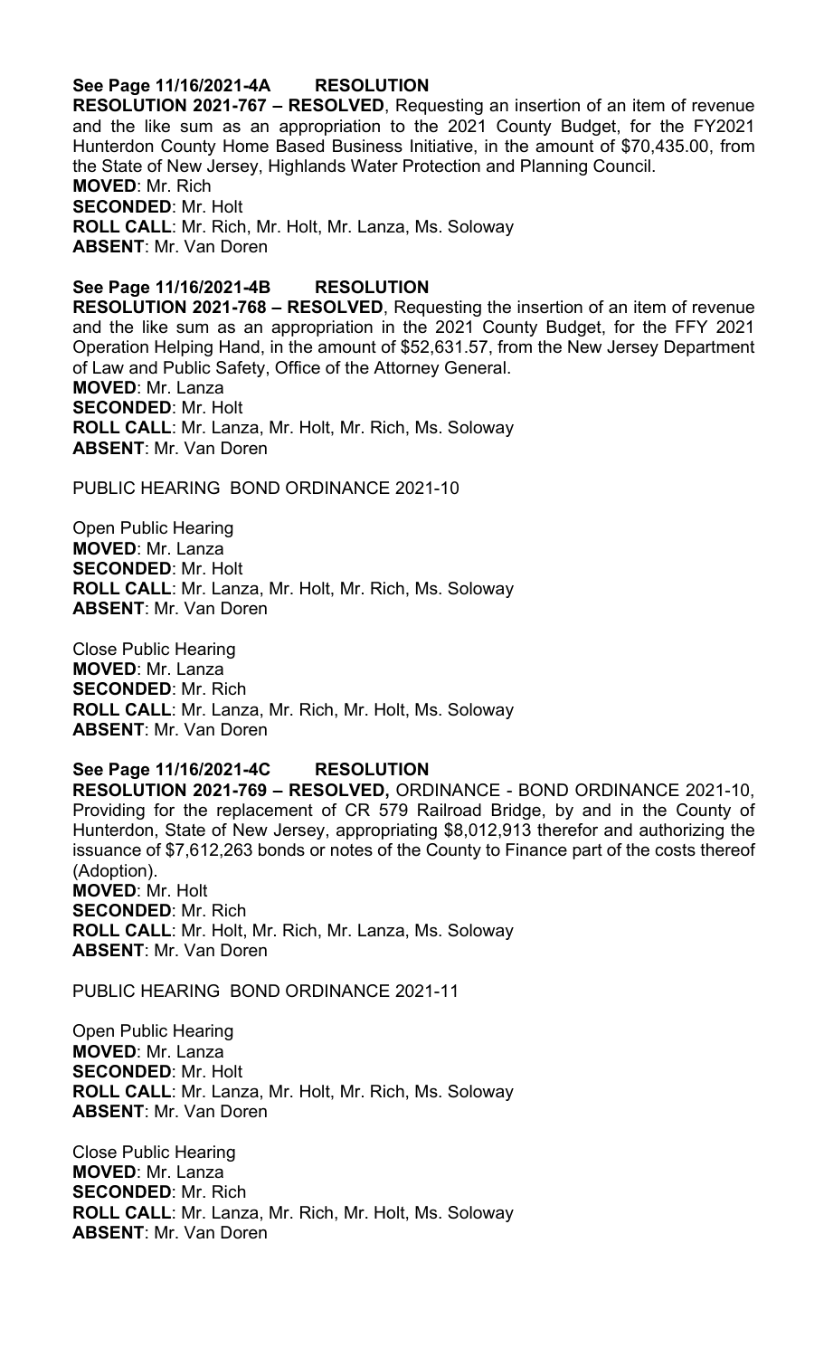**See Page 11/16/2021-4A RESOLUTION**

**RESOLUTION 2021-767 – RESOLVED**, Requesting an insertion of an item of revenue and the like sum as an appropriation to the 2021 County Budget, for the FY2021 Hunterdon County Home Based Business Initiative, in the amount of $70,435.00, from the State of New Jersey, Highlands Water Protection and Planning Council.

**MOVED**: Mr. Rich
**SECONDED**: Mr. Holt
**ROLL CALL**: Mr. Rich, Mr. Holt, Mr. Lanza, Ms. Soloway
**ABSENT**: Mr. Van Doren

**See Page 11/16/2021-4B RESOLUTION**

**RESOLUTION 2021-768 – RESOLVED**, Requesting the insertion of an item of revenue and the like sum as an appropriation in the 2021 County Budget, for the FFY 2021 Operation Helping Hand, in the amount of $52,631.57, from the New Jersey Department of Law and Public Safety, Office of the Attorney General.

**MOVED**: Mr. Lanza
**SECONDED**: Mr. Holt
**ROLL CALL**: Mr. Lanza, Mr. Holt, Mr. Rich, Ms. Soloway
**ABSENT**: Mr. Van Doren

PUBLIC HEARING BOND ORDINANCE 2021-10

Open Public Hearing
**MOVED**: Mr. Lanza
**SECONDED**: Mr. Holt
**ROLL CALL**: Mr. Lanza, Mr. Holt, Mr. Rich, Ms. Soloway
**ABSENT**: Mr. Van Doren

Close Public Hearing
**MOVED**: Mr. Lanza
**SECONDED**: Mr. Rich
**ROLL CALL**: Mr. Lanza, Mr. Rich, Mr. Holt, Ms. Soloway
**ABSENT**: Mr. Van Doren

**See Page 11/16/2021-4C RESOLUTION**

**RESOLUTION 2021-769 – RESOLVED,** ORDINANCE - BOND ORDINANCE 2021-10, Providing for the replacement of CR 579 Railroad Bridge, by and in the County of Hunterdon, State of New Jersey, appropriating $8,012,913 therefor and authorizing the issuance of $7,612,263 bonds or notes of the County to Finance part of the costs thereof (Adoption).

**MOVED**: Mr. Holt
**SECONDED**: Mr. Rich
**ROLL CALL**: Mr. Holt, Mr. Rich, Mr. Lanza, Ms. Soloway
**ABSENT**: Mr. Van Doren

PUBLIC HEARING BOND ORDINANCE 2021-11

Open Public Hearing
**MOVED**: Mr. Lanza
**SECONDED**: Mr. Holt
**ROLL CALL**: Mr. Lanza, Mr. Holt, Mr. Rich, Ms. Soloway
**ABSENT**: Mr. Van Doren

Close Public Hearing
**MOVED**: Mr. Lanza
**SECONDED**: Mr. Rich
**ROLL CALL**: Mr. Lanza, Mr. Rich, Mr. Holt, Ms. Soloway
**ABSENT**: Mr. Van Doren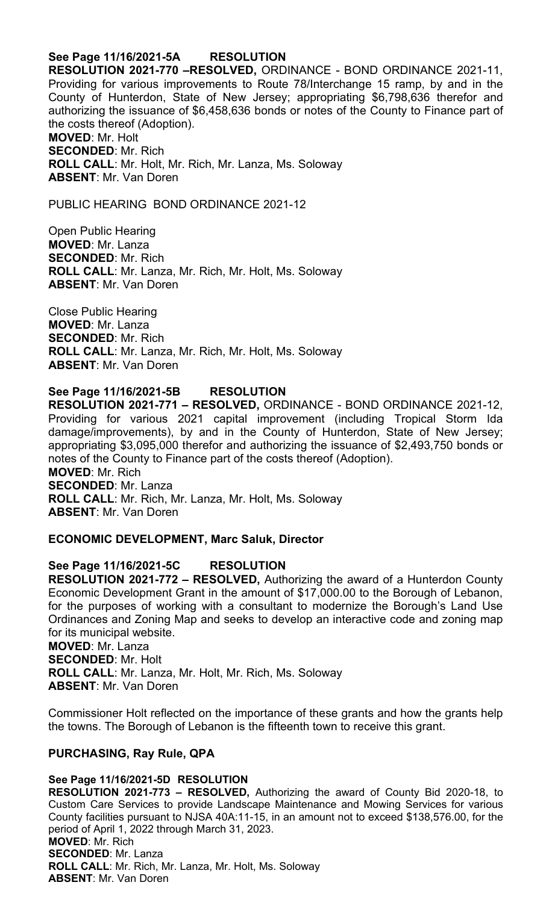**See Page 11/16/2021-5A RESOLUTION**

**RESOLUTION 2021-770 –RESOLVED,** ORDINANCE - BOND ORDINANCE 2021-11, Providing for various improvements to Route 78/Interchange 15 ramp, by and in the County of Hunterdon, State of New Jersey; appropriating $6,798,636 therefor and authorizing the issuance of $6,458,636 bonds or notes of the County to Finance part of the costs thereof (Adoption).

**MOVED**: Mr. Holt
**SECONDED**: Mr. Rich
**ROLL CALL**: Mr. Holt, Mr. Rich, Mr. Lanza, Ms. Soloway
**ABSENT**: Mr. Van Doren

PUBLIC HEARING BOND ORDINANCE 2021-12

Open Public Hearing
**MOVED**: Mr. Lanza
**SECONDED**: Mr. Rich
**ROLL CALL**: Mr. Lanza, Mr. Rich, Mr. Holt, Ms. Soloway
**ABSENT**: Mr. Van Doren

Close Public Hearing
**MOVED**: Mr. Lanza
**SECONDED**: Mr. Rich
**ROLL CALL**: Mr. Lanza, Mr. Rich, Mr. Holt, Ms. Soloway
**ABSENT**: Mr. Van Doren

**See Page 11/16/2021-5B RESOLUTION**

**RESOLUTION 2021-771 – RESOLVED,** ORDINANCE - BOND ORDINANCE 2021-12, Providing for various 2021 capital improvement (including Tropical Storm Ida damage/improvements), by and in the County of Hunterdon, State of New Jersey; appropriating $3,095,000 therefor and authorizing the issuance of $2,493,750 bonds or notes of the County to Finance part of the costs thereof (Adoption).

**MOVED**: Mr. Rich
**SECONDED**: Mr. Lanza
**ROLL CALL**: Mr. Rich, Mr. Lanza, Mr. Holt, Ms. Soloway
**ABSENT**: Mr. Van Doren

**ECONOMIC DEVELOPMENT, Marc Saluk, Director**

**See Page 11/16/2021-5C RESOLUTION**

**RESOLUTION 2021-772 – RESOLVED,** Authorizing the award of a Hunterdon County Economic Development Grant in the amount of $17,000.00 to the Borough of Lebanon, for the purposes of working with a consultant to modernize the Borough's Land Use Ordinances and Zoning Map and seeks to develop an interactive code and zoning map for its municipal website.

**MOVED**: Mr. Lanza
**SECONDED**: Mr. Holt
**ROLL CALL**: Mr. Lanza, Mr. Holt, Mr. Rich, Ms. Soloway
**ABSENT**: Mr. Van Doren

Commissioner Holt reflected on the importance of these grants and how the grants help the towns. The Borough of Lebanon is the fifteenth town to receive this grant.

**PURCHASING, Ray Rule, QPA**

**See Page 11/16/2021-5D RESOLUTION**

**RESOLUTION 2021-773 – RESOLVED,** Authorizing the award of County Bid 2020-18, to Custom Care Services to provide Landscape Maintenance and Mowing Services for various County facilities pursuant to NJSA 40A:11-15, in an amount not to exceed $138,576.00, for the period of April 1, 2022 through March 31, 2023.

**MOVED**: Mr. Rich
**SECONDED**: Mr. Lanza
**ROLL CALL**: Mr. Rich, Mr. Lanza, Mr. Holt, Ms. Soloway
**ABSENT**: Mr. Van Doren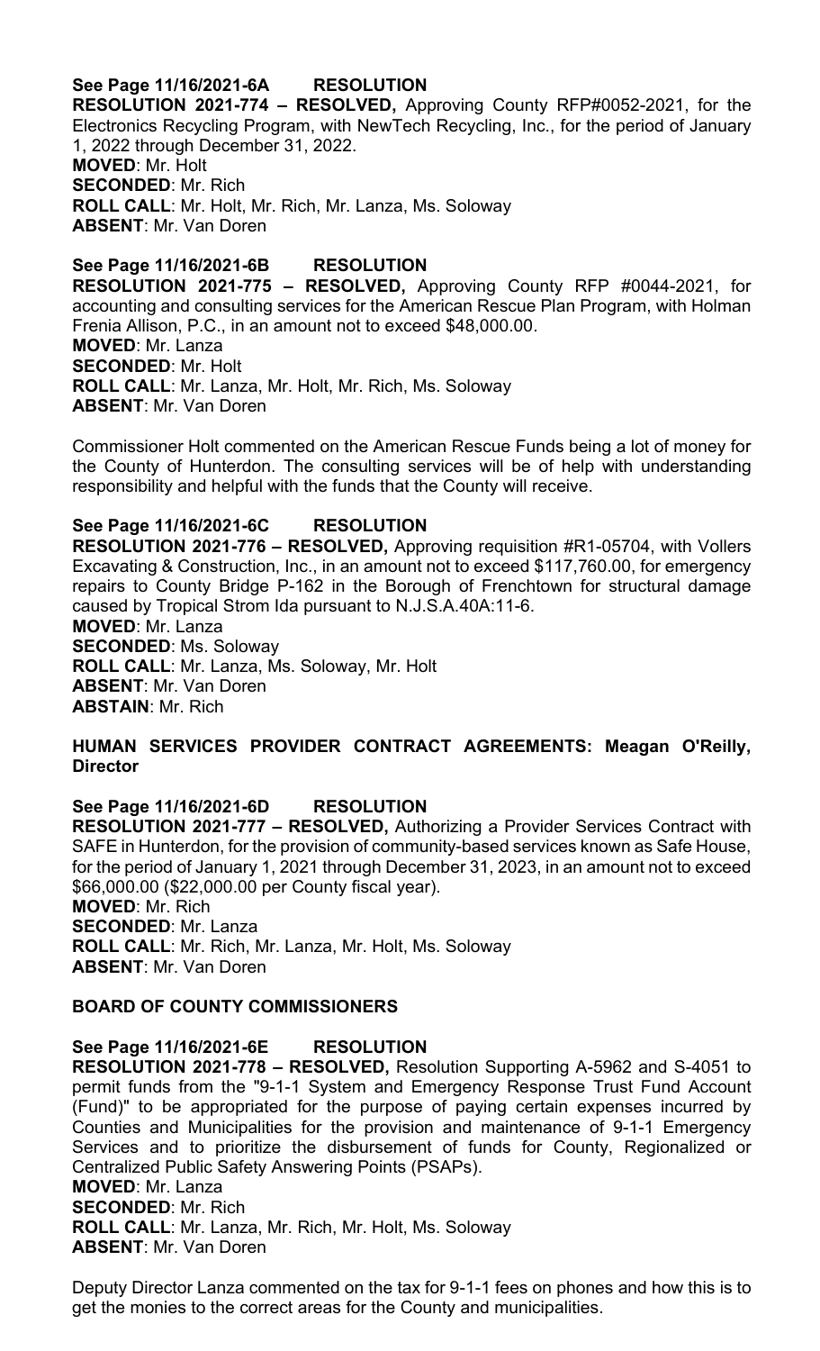**See Page 11/16/2021-6A RESOLUTION**

**RESOLUTION 2021-774 – RESOLVED,** Approving County RFP#0052-2021, for the Electronics Recycling Program, with NewTech Recycling, Inc., for the period of January 1, 2022 through December 31, 2022.

**MOVED**: Mr. Holt
**SECONDED**: Mr. Rich
**ROLL CALL**: Mr. Holt, Mr. Rich, Mr. Lanza, Ms. Soloway
**ABSENT**: Mr. Van Doren

**See Page 11/16/2021-6B RESOLUTION**

**RESOLUTION 2021-775 – RESOLVED,** Approving County RFP #0044-2021, for accounting and consulting services for the American Rescue Plan Program, with Holman Frenia Allison, P.C., in an amount not to exceed $48,000.00.

**MOVED**: Mr. Lanza
**SECONDED**: Mr. Holt
**ROLL CALL**: Mr. Lanza, Mr. Holt, Mr. Rich, Ms. Soloway
**ABSENT**: Mr. Van Doren

Commissioner Holt commented on the American Rescue Funds being a lot of money for the County of Hunterdon. The consulting services will be of help with understanding responsibility and helpful with the funds that the County will receive.

**See Page 11/16/2021-6C RESOLUTION**

**RESOLUTION 2021-776 – RESOLVED,** Approving requisition #R1-05704, with Vollers Excavating & Construction, Inc., in an amount not to exceed $117,760.00, for emergency repairs to County Bridge P-162 in the Borough of Frenchtown for structural damage caused by Tropical Strom Ida pursuant to N.J.S.A.40A:11-6.

**MOVED**: Mr. Lanza
**SECONDED**: Ms. Soloway
**ROLL CALL**: Mr. Lanza, Ms. Soloway, Mr. Holt
**ABSENT**: Mr. Van Doren
**ABSTAIN**: Mr. Rich

**HUMAN SERVICES PROVIDER CONTRACT AGREEMENTS: Meagan O'Reilly, Director**

**See Page 11/16/2021-6D RESOLUTION**

**RESOLUTION 2021-777 – RESOLVED,** Authorizing a Provider Services Contract with SAFE in Hunterdon, for the provision of community-based services known as Safe House, for the period of January 1, 2021 through December 31, 2023, in an amount not to exceed $66,000.00 ($22,000.00 per County fiscal year).

**MOVED**: Mr. Rich
**SECONDED**: Mr. Lanza
**ROLL CALL**: Mr. Rich, Mr. Lanza, Mr. Holt, Ms. Soloway
**ABSENT**: Mr. Van Doren

**BOARD OF COUNTY COMMISSIONERS**

**See Page 11/16/2021-6E RESOLUTION**

**RESOLUTION 2021-778 – RESOLVED,** Resolution Supporting A-5962 and S-4051 to permit funds from the "9-1-1 System and Emergency Response Trust Fund Account (Fund)" to be appropriated for the purpose of paying certain expenses incurred by Counties and Municipalities for the provision and maintenance of 9-1-1 Emergency Services and to prioritize the disbursement of funds for County, Regionalized or Centralized Public Safety Answering Points (PSAPs).

**MOVED**: Mr. Lanza
**SECONDED**: Mr. Rich
**ROLL CALL**: Mr. Lanza, Mr. Rich, Mr. Holt, Ms. Soloway
**ABSENT**: Mr. Van Doren

Deputy Director Lanza commented on the tax for 9-1-1 fees on phones and how this is to get the monies to the correct areas for the County and municipalities.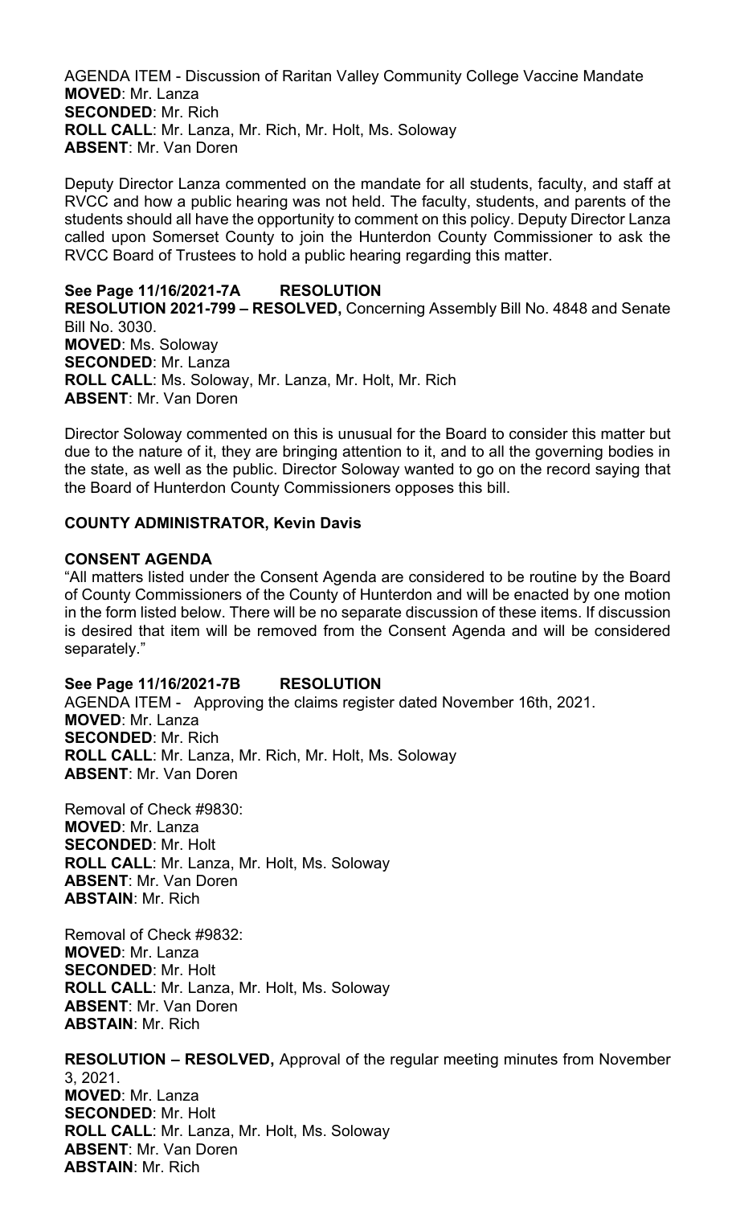AGENDA ITEM - Discussion of Raritan Valley Community College Vaccine Mandate
**MOVED**: Mr. Lanza
**SECONDED**: Mr. Rich
**ROLL CALL**: Mr. Lanza, Mr. Rich, Mr. Holt, Ms. Soloway
**ABSENT**: Mr. Van Doren

Deputy Director Lanza commented on the mandate for all students, faculty, and staff at RVCC and how a public hearing was not held. The faculty, students, and parents of the students should all have the opportunity to comment on this policy. Deputy Director Lanza called upon Somerset County to join the Hunterdon County Commissioner to ask the RVCC Board of Trustees to hold a public hearing regarding this matter.

**See Page 11/16/2021-7A RESOLUTION**
**RESOLUTION 2021-799 – RESOLVED,** Concerning Assembly Bill No. 4848 and Senate Bill No. 3030.
**MOVED**: Ms. Soloway
**SECONDED**: Mr. Lanza
**ROLL CALL**: Ms. Soloway, Mr. Lanza, Mr. Holt, Mr. Rich
**ABSENT**: Mr. Van Doren

Director Soloway commented on this is unusual for the Board to consider this matter but due to the nature of it, they are bringing attention to it, and to all the governing bodies in the state, as well as the public. Director Soloway wanted to go on the record saying that the Board of Hunterdon County Commissioners opposes this bill.

**COUNTY ADMINISTRATOR, Kevin Davis**

**CONSENT AGENDA**
"All matters listed under the Consent Agenda are considered to be routine by the Board of County Commissioners of the County of Hunterdon and will be enacted by one motion in the form listed below. There will be no separate discussion of these items. If discussion is desired that item will be removed from the Consent Agenda and will be considered separately."

**See Page 11/16/2021-7B RESOLUTION**
AGENDA ITEM - Approving the claims register dated November 16th, 2021.
**MOVED**: Mr. Lanza
**SECONDED**: Mr. Rich
**ROLL CALL**: Mr. Lanza, Mr. Rich, Mr. Holt, Ms. Soloway
**ABSENT**: Mr. Van Doren

Removal of Check #9830:
**MOVED**: Mr. Lanza
**SECONDED**: Mr. Holt
**ROLL CALL**: Mr. Lanza, Mr. Holt, Ms. Soloway
**ABSENT**: Mr. Van Doren
**ABSTAIN**: Mr. Rich

Removal of Check #9832:
**MOVED**: Mr. Lanza
**SECONDED**: Mr. Holt
**ROLL CALL**: Mr. Lanza, Mr. Holt, Ms. Soloway
**ABSENT**: Mr. Van Doren
**ABSTAIN**: Mr. Rich

**RESOLUTION – RESOLVED,** Approval of the regular meeting minutes from November 3, 2021.
**MOVED**: Mr. Lanza
**SECONDED**: Mr. Holt
**ROLL CALL**: Mr. Lanza, Mr. Holt, Ms. Soloway
**ABSENT**: Mr. Van Doren
**ABSTAIN**: Mr. Rich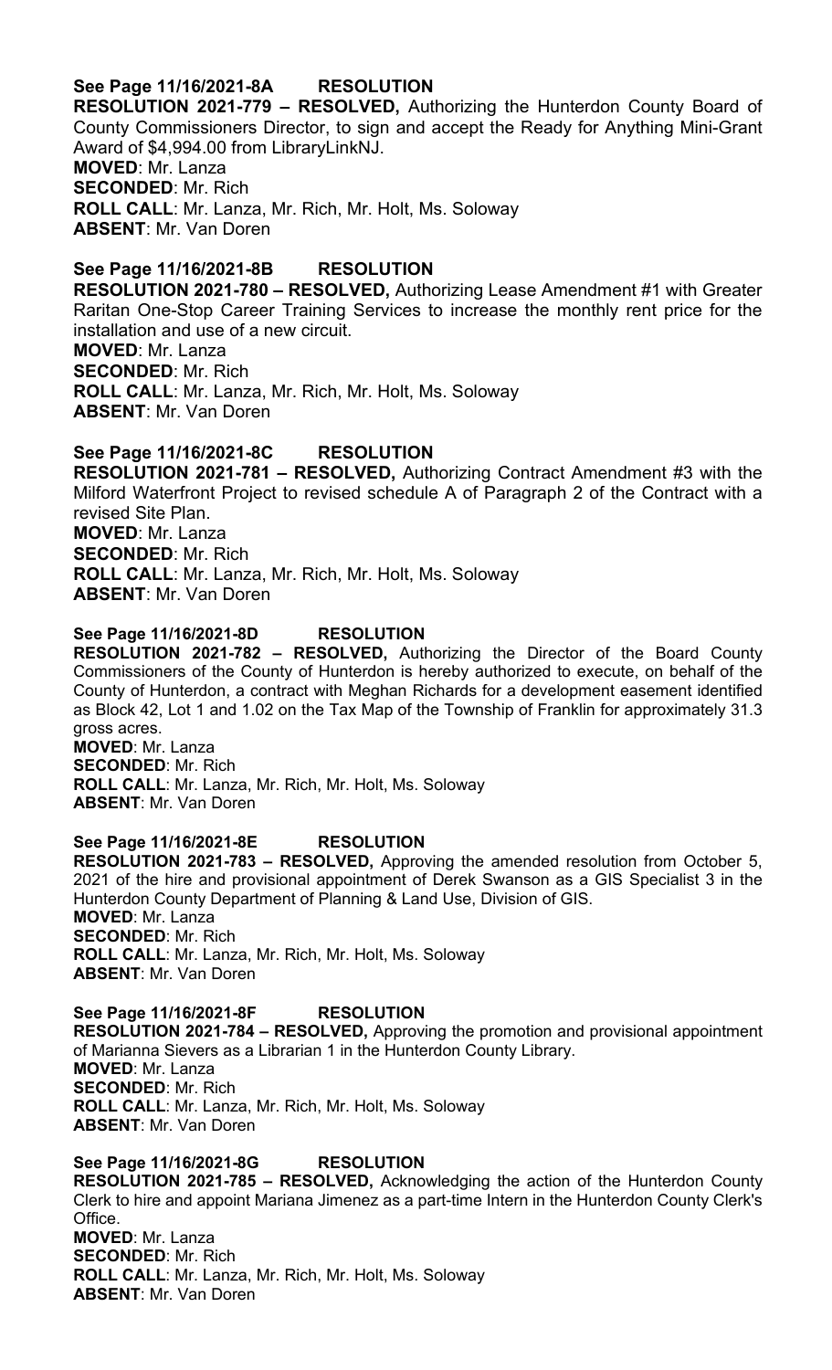**See Page 11/16/2021-8A RESOLUTION**

**RESOLUTION 2021-779 – RESOLVED,** Authorizing the Hunterdon County Board of County Commissioners Director, to sign and accept the Ready for Anything Mini-Grant Award of $4,994.00 from LibraryLinkNJ.

**MOVED**: Mr. Lanza
**SECONDED**: Mr. Rich
**ROLL CALL**: Mr. Lanza, Mr. Rich, Mr. Holt, Ms. Soloway
**ABSENT**: Mr. Van Doren

**See Page 11/16/2021-8B RESOLUTION**

**RESOLUTION 2021-780 – RESOLVED,** Authorizing Lease Amendment #1 with Greater Raritan One-Stop Career Training Services to increase the monthly rent price for the installation and use of a new circuit.

**MOVED**: Mr. Lanza
**SECONDED**: Mr. Rich
**ROLL CALL**: Mr. Lanza, Mr. Rich, Mr. Holt, Ms. Soloway
**ABSENT**: Mr. Van Doren

**See Page 11/16/2021-8C RESOLUTION**

**RESOLUTION 2021-781 – RESOLVED,** Authorizing Contract Amendment #3 with the Milford Waterfront Project to revised schedule A of Paragraph 2 of the Contract with a revised Site Plan.

**MOVED**: Mr. Lanza
**SECONDED**: Mr. Rich
**ROLL CALL**: Mr. Lanza, Mr. Rich, Mr. Holt, Ms. Soloway
**ABSENT**: Mr. Van Doren

**See Page 11/16/2021-8D RESOLUTION**

**RESOLUTION 2021-782 – RESOLVED,** Authorizing the Director of the Board County Commissioners of the County of Hunterdon is hereby authorized to execute, on behalf of the County of Hunterdon, a contract with Meghan Richards for a development easement identified as Block 42, Lot 1 and 1.02 on the Tax Map of the Township of Franklin for approximately 31.3 gross acres.

**MOVED**: Mr. Lanza
**SECONDED**: Mr. Rich
**ROLL CALL**: Mr. Lanza, Mr. Rich, Mr. Holt, Ms. Soloway
**ABSENT**: Mr. Van Doren

**See Page 11/16/2021-8E RESOLUTION**

**RESOLUTION 2021-783 – RESOLVED,** Approving the amended resolution from October 5, 2021 of the hire and provisional appointment of Derek Swanson as a GIS Specialist 3 in the Hunterdon County Department of Planning & Land Use, Division of GIS.

**MOVED**: Mr. Lanza
**SECONDED**: Mr. Rich
**ROLL CALL**: Mr. Lanza, Mr. Rich, Mr. Holt, Ms. Soloway
**ABSENT**: Mr. Van Doren

**See Page 11/16/2021-8F RESOLUTION**

**RESOLUTION 2021-784 – RESOLVED,** Approving the promotion and provisional appointment of Marianna Sievers as a Librarian 1 in the Hunterdon County Library.

**MOVED**: Mr. Lanza
**SECONDED**: Mr. Rich
**ROLL CALL**: Mr. Lanza, Mr. Rich, Mr. Holt, Ms. Soloway
**ABSENT**: Mr. Van Doren

**See Page 11/16/2021-8G RESOLUTION**

**RESOLUTION 2021-785 – RESOLVED,** Acknowledging the action of the Hunterdon County Clerk to hire and appoint Mariana Jimenez as a part-time Intern in the Hunterdon County Clerk's Office.

**MOVED**: Mr. Lanza
**SECONDED**: Mr. Rich
**ROLL CALL**: Mr. Lanza, Mr. Rich, Mr. Holt, Ms. Soloway
**ABSENT**: Mr. Van Doren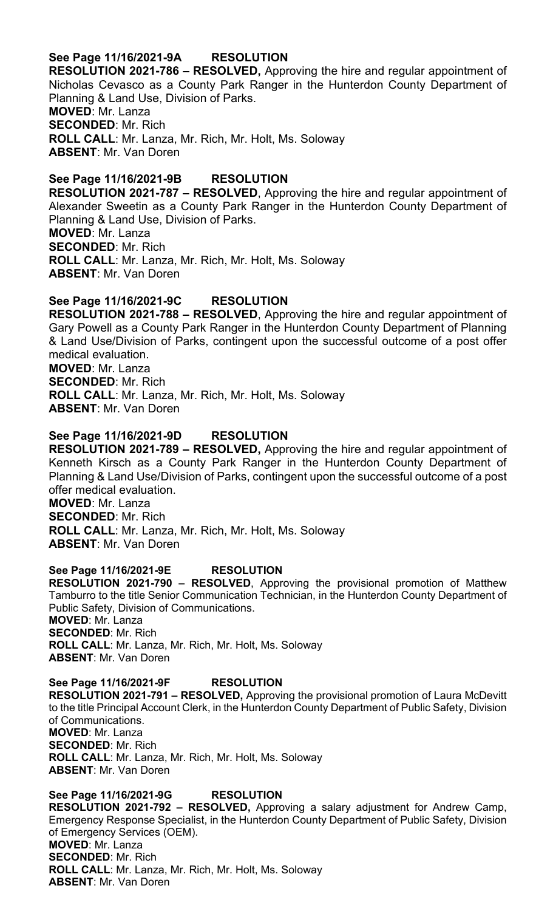**See Page 11/16/2021-9A RESOLUTION**

**RESOLUTION 2021-786 – RESOLVED,** Approving the hire and regular appointment of Nicholas Cevasco as a County Park Ranger in the Hunterdon County Department of Planning & Land Use, Division of Parks.

**MOVED**: Mr. Lanza
**SECONDED**: Mr. Rich
**ROLL CALL**: Mr. Lanza, Mr. Rich, Mr. Holt, Ms. Soloway
**ABSENT**: Mr. Van Doren

**See Page 11/16/2021-9B RESOLUTION**

**RESOLUTION 2021-787 – RESOLVED**, Approving the hire and regular appointment of Alexander Sweetin as a County Park Ranger in the Hunterdon County Department of Planning & Land Use, Division of Parks.

**MOVED**: Mr. Lanza
**SECONDED**: Mr. Rich
**ROLL CALL**: Mr. Lanza, Mr. Rich, Mr. Holt, Ms. Soloway
**ABSENT**: Mr. Van Doren

**See Page 11/16/2021-9C RESOLUTION**

**RESOLUTION 2021-788 – RESOLVED**, Approving the hire and regular appointment of Gary Powell as a County Park Ranger in the Hunterdon County Department of Planning & Land Use/Division of Parks, contingent upon the successful outcome of a post offer medical evaluation.

**MOVED**: Mr. Lanza
**SECONDED**: Mr. Rich
**ROLL CALL**: Mr. Lanza, Mr. Rich, Mr. Holt, Ms. Soloway
**ABSENT**: Mr. Van Doren

**See Page 11/16/2021-9D RESOLUTION**

**RESOLUTION 2021-789 – RESOLVED,** Approving the hire and regular appointment of Kenneth Kirsch as a County Park Ranger in the Hunterdon County Department of Planning & Land Use/Division of Parks, contingent upon the successful outcome of a post offer medical evaluation.

**MOVED**: Mr. Lanza
**SECONDED**: Mr. Rich
**ROLL CALL**: Mr. Lanza, Mr. Rich, Mr. Holt, Ms. Soloway
**ABSENT**: Mr. Van Doren

**See Page 11/16/2021-9E RESOLUTION**

**RESOLUTION 2021-790 – RESOLVED**, Approving the provisional promotion of Matthew Tamburro to the title Senior Communication Technician, in the Hunterdon County Department of Public Safety, Division of Communications.

**MOVED**: Mr. Lanza
**SECONDED**: Mr. Rich
**ROLL CALL**: Mr. Lanza, Mr. Rich, Mr. Holt, Ms. Soloway
**ABSENT**: Mr. Van Doren

**See Page 11/16/2021-9F RESOLUTION**

**RESOLUTION 2021-791 – RESOLVED,** Approving the provisional promotion of Laura McDevitt to the title Principal Account Clerk, in the Hunterdon County Department of Public Safety, Division of Communications.

**MOVED**: Mr. Lanza
**SECONDED**: Mr. Rich
**ROLL CALL**: Mr. Lanza, Mr. Rich, Mr. Holt, Ms. Soloway
**ABSENT**: Mr. Van Doren

**See Page 11/16/2021-9G RESOLUTION**

**RESOLUTION 2021-792 – RESOLVED,** Approving a salary adjustment for Andrew Camp, Emergency Response Specialist, in the Hunterdon County Department of Public Safety, Division of Emergency Services (OEM).

**MOVED**: Mr. Lanza
**SECONDED**: Mr. Rich
**ROLL CALL**: Mr. Lanza, Mr. Rich, Mr. Holt, Ms. Soloway
**ABSENT**: Mr. Van Doren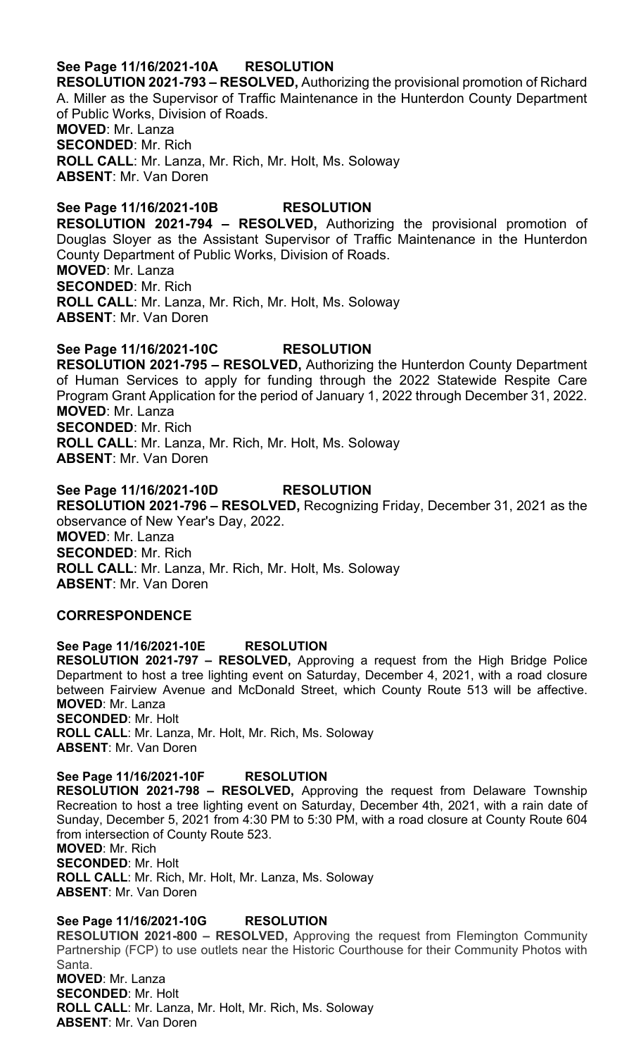**See Page 11/16/2021-10A RESOLUTION**

**RESOLUTION 2021-793 – RESOLVED,** Authorizing the provisional promotion of Richard A. Miller as the Supervisor of Traffic Maintenance in the Hunterdon County Department of Public Works, Division of Roads.
**MOVED**: Mr. Lanza
**SECONDED**: Mr. Rich
**ROLL CALL**: Mr. Lanza, Mr. Rich, Mr. Holt, Ms. Soloway
**ABSENT**: Mr. Van Doren

**See Page 11/16/2021-10B RESOLUTION**

**RESOLUTION 2021-794 – RESOLVED,** Authorizing the provisional promotion of Douglas Sloyer as the Assistant Supervisor of Traffic Maintenance in the Hunterdon County Department of Public Works, Division of Roads.
**MOVED**: Mr. Lanza
**SECONDED**: Mr. Rich
**ROLL CALL**: Mr. Lanza, Mr. Rich, Mr. Holt, Ms. Soloway
**ABSENT**: Mr. Van Doren

**See Page 11/16/2021-10C RESOLUTION**

**RESOLUTION 2021-795 – RESOLVED,** Authorizing the Hunterdon County Department of Human Services to apply for funding through the 2022 Statewide Respite Care Program Grant Application for the period of January 1, 2022 through December 31, 2022.
**MOVED**: Mr. Lanza
**SECONDED**: Mr. Rich
**ROLL CALL**: Mr. Lanza, Mr. Rich, Mr. Holt, Ms. Soloway
**ABSENT**: Mr. Van Doren

**See Page 11/16/2021-10D RESOLUTION**

**RESOLUTION 2021-796 – RESOLVED,** Recognizing Friday, December 31, 2021 as the observance of New Year's Day, 2022.
**MOVED**: Mr. Lanza
**SECONDED**: Mr. Rich
**ROLL CALL**: Mr. Lanza, Mr. Rich, Mr. Holt, Ms. Soloway
**ABSENT**: Mr. Van Doren

**CORRESPONDENCE**

**See Page 11/16/2021-10E RESOLUTION**

**RESOLUTION 2021-797 – RESOLVED,** Approving a request from the High Bridge Police Department to host a tree lighting event on Saturday, December 4, 2021, with a road closure between Fairview Avenue and McDonald Street, which County Route 513 will be affective.
**MOVED**: Mr. Lanza
**SECONDED**: Mr. Holt
**ROLL CALL**: Mr. Lanza, Mr. Holt, Mr. Rich, Ms. Soloway
**ABSENT**: Mr. Van Doren

**See Page 11/16/2021-10F RESOLUTION**

**RESOLUTION 2021-798 – RESOLVED,** Approving the request from Delaware Township Recreation to host a tree lighting event on Saturday, December 4th, 2021, with a rain date of Sunday, December 5, 2021 from 4:30 PM to 5:30 PM, with a road closure at County Route 604 from intersection of County Route 523.
**MOVED**: Mr. Rich
**SECONDED**: Mr. Holt
**ROLL CALL**: Mr. Rich, Mr. Holt, Mr. Lanza, Ms. Soloway
**ABSENT**: Mr. Van Doren

**See Page 11/16/2021-10G RESOLUTION**

**RESOLUTION 2021-800 – RESOLVED,** Approving the request from Flemington Community Partnership (FCP) to use outlets near the Historic Courthouse for their Community Photos with Santa.
**MOVED**: Mr. Lanza
**SECONDED**: Mr. Holt
**ROLL CALL**: Mr. Lanza, Mr. Holt, Mr. Rich, Ms. Soloway
**ABSENT**: Mr. Van Doren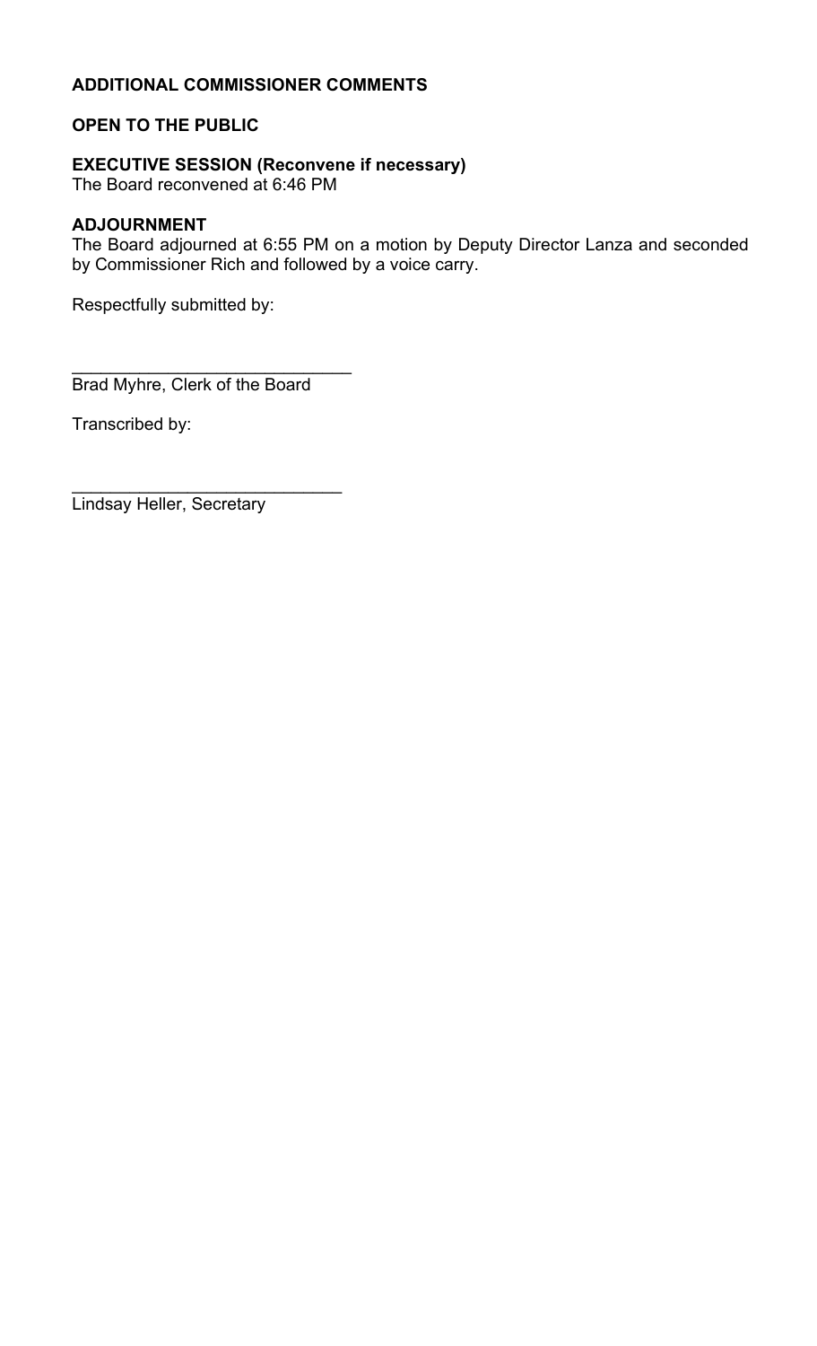**ADDITIONAL COMMISSIONER COMMENTS**

**OPEN TO THE PUBLIC**

**EXECUTIVE SESSION (Reconvene if necessary)**
The Board reconvened at 6:46 PM

**ADJOURNMENT**
The Board adjourned at 6:55 PM on a motion by Deputy Director Lanza and seconded by Commissioner Rich and followed by a voice carry.

Respectfully submitted by:

\_\_\_\_\_\_\_\_\_\_\_\_\_\_\_\_\_\_\_\_\_\_\_\_\_\_\_\_\_\_
Brad Myhre, Clerk of the Board

Transcribed by:

\_\_\_\_\_\_\_\_\_\_\_\_\_\_\_\_\_\_\_\_\_\_\_\_\_\_\_\_\_\_
Lindsay Heller, Secretary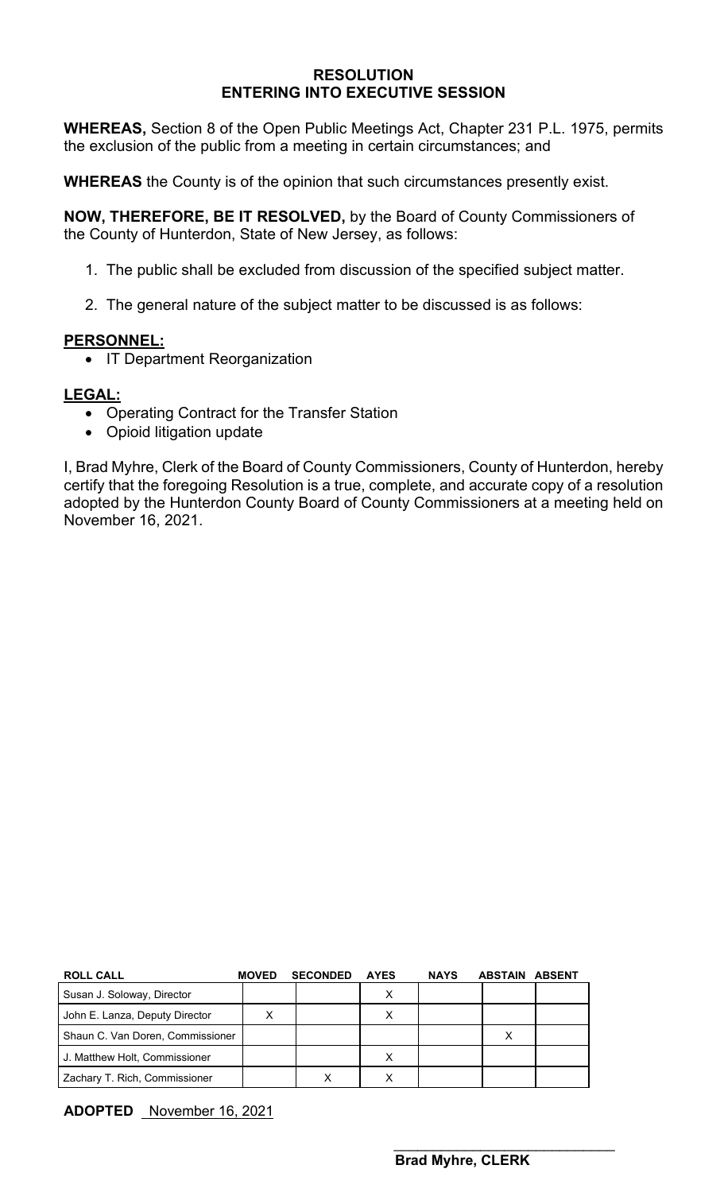# RESOLUTION
# ENTERING INTO EXECUTIVE SESSION

**WHEREAS,** Section 8 of the Open Public Meetings Act, Chapter 231 P.L. 1975, permits the exclusion of the public from a meeting in certain circumstances; and

**WHEREAS** the County is of the opinion that such circumstances presently exist.

**NOW, THEREFORE, BE IT RESOLVED,** by the Board of County Commissioners of the County of Hunterdon, State of New Jersey, as follows:

1. The public shall be excluded from discussion of the specified subject matter.
2. The general nature of the subject matter to be discussed is as follows:

**PERSONNEL:**

- IT Department Reorganization

**LEGAL:**

- Operating Contract for the Transfer Station
- Opioid litigation update

I, Brad Myhre, Clerk of the Board of County Commissioners, County of Hunterdon, hereby certify that the foregoing Resolution is a true, complete, and accurate copy of a resolution adopted by the Hunterdon County Board of County Commissioners at a meeting held on November 16, 2021.

| ROLL CALL | MOVED | SECONDED | AYES | NAYS | ABSTAIN | ABSENT |
|---|---|---|---|---|---|---|
| Susan J. Soloway, Director | | | X | | | |
| John E. Lanza, Deputy Director | X | | X | | | |
| Shaun C. Van Doren, Commissioner | | | | | X | |
| J. Matthew Holt, Commissioner | | | X | | | |
| Zachary T. Rich, Commissioner | | X | X | | | |

**ADOPTED** November 16, 2021

**Brad Myhre, CLERK**